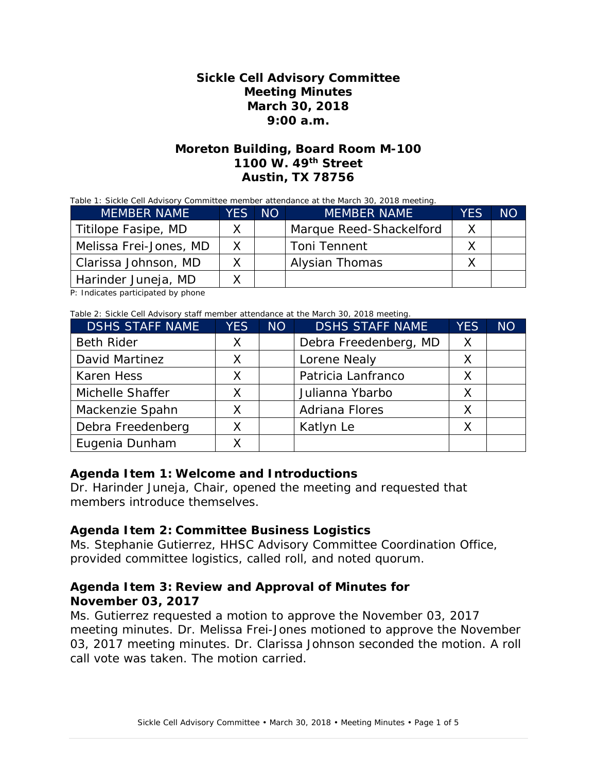# Sickle Cell Advisory Committee
# Meeting Minutes
# March 30, 2018
# 9:00 a.m.

## Moreton Building, Board Room M-100
## 1100 W. 49th Street
## Austin, TX 78756

Table 1: Sickle Cell Advisory Committee member attendance at the March 30, 2018 meeting.

| MEMBER NAME | YES | NO | MEMBER NAME | YES | NO |
|---|---|---|---|---|---|
| Titilope Fasipe, MD | X | | Marque Reed-Shackelford | X | |
| Melissa Frei-Jones, MD | X | | Toni Tennent | X | |
| Clarissa Johnson, MD | X | | Alysian Thomas | X | |
| Harinder Juneja, MD | X | | | | |

P: Indicates participated by phone

Table 2: Sickle Cell Advisory staff member attendance at the March 30, 2018 meeting.

| DSHS STAFF NAME | YES | NO | DSHS STAFF NAME | YES | NO |
|---|---|---|---|---|---|
| Beth Rider | X | | Debra Freedenberg, MD | X | |
| David Martinez | X | | Lorene Nealy | X | |
| Karen Hess | X | | Patricia Lanfranco | X | |
| Michelle Shaffer | X | | Julianna Ybarbo | X | |
| Mackenzie Spahn | X | | Adriana Flores | X | |
| Debra Freedenberg | X | | Katlyn Le | X | |
| Eugenia Dunham | X | | | | |

### Agenda Item 1: Welcome and Introductions

Dr. Harinder Juneja, Chair, opened the meeting and requested that members introduce themselves.

### Agenda Item 2: Committee Business Logistics

Ms. Stephanie Gutierrez, HHSC Advisory Committee Coordination Office, provided committee logistics, called roll, and noted quorum.

### Agenda Item 3: Review and Approval of Minutes for November 03, 2017

Ms. Gutierrez requested a motion to approve the November 03, 2017 meeting minutes. Dr. Melissa Frei-Jones motioned to approve the November 03, 2017 meeting minutes. Dr. Clarissa Johnson seconded the motion. A roll call vote was taken. The motion carried.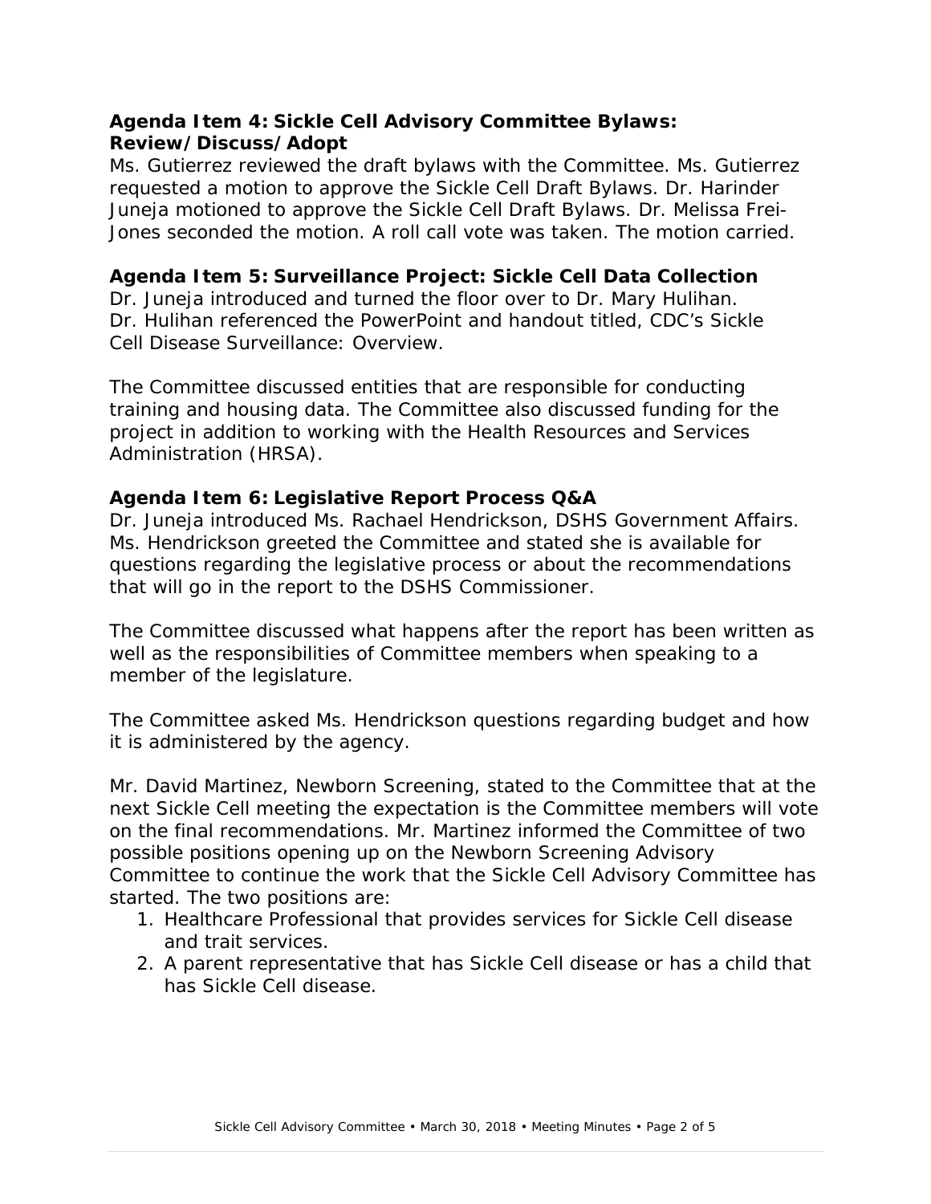**Agenda Item 4: Sickle Cell Advisory Committee Bylaws: Review/Discuss/Adopt**

Ms. Gutierrez reviewed the draft bylaws with the Committee. Ms. Gutierrez requested a motion to approve the Sickle Cell Draft Bylaws. Dr. Harinder Juneja motioned to approve the Sickle Cell Draft Bylaws. Dr. Melissa Frei-Jones seconded the motion. A roll call vote was taken. The motion carried.

**Agenda Item 5: Surveillance Project: Sickle Cell Data Collection**

Dr. Juneja introduced and turned the floor over to Dr. Mary Hulihan. Dr. Hulihan referenced the PowerPoint and handout titled, CDC's Sickle Cell Disease Surveillance: Overview.

The Committee discussed entities that are responsible for conducting training and housing data. The Committee also discussed funding for the project in addition to working with the Health Resources and Services Administration (HRSA).

**Agenda Item 6: Legislative Report Process Q&A**

Dr. Juneja introduced Ms. Rachael Hendrickson, DSHS Government Affairs. Ms. Hendrickson greeted the Committee and stated she is available for questions regarding the legislative process or about the recommendations that will go in the report to the DSHS Commissioner.

The Committee discussed what happens after the report has been written as well as the responsibilities of Committee members when speaking to a member of the legislature.

The Committee asked Ms. Hendrickson questions regarding budget and how it is administered by the agency.

Mr. David Martinez, Newborn Screening, stated to the Committee that at the next Sickle Cell meeting the expectation is the Committee members will vote on the final recommendations. Mr. Martinez informed the Committee of two possible positions opening up on the Newborn Screening Advisory Committee to continue the work that the Sickle Cell Advisory Committee has started. The two positions are:

1. Healthcare Professional that provides services for Sickle Cell disease and trait services.
2. A parent representative that has Sickle Cell disease or has a child that has Sickle Cell disease.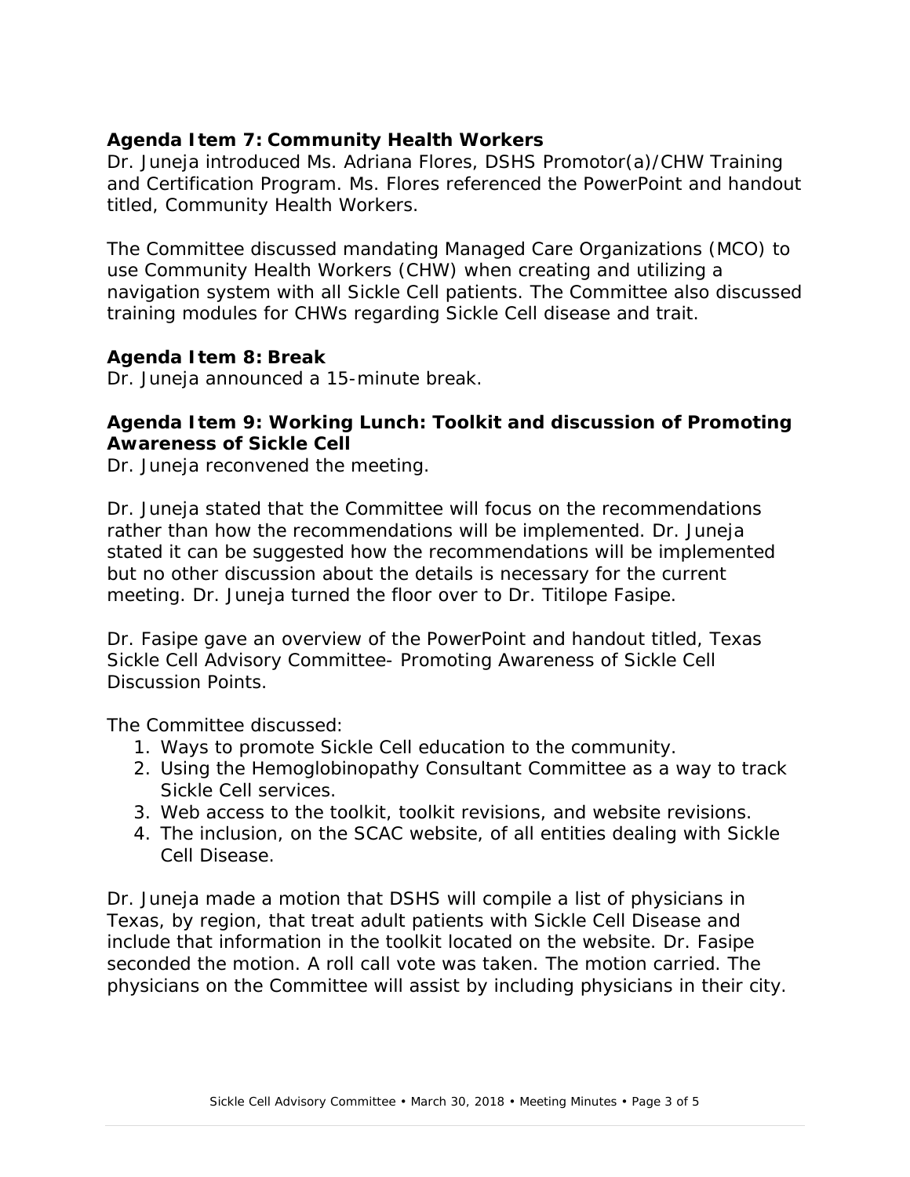**Agenda Item 7: Community Health Workers**

Dr. Juneja introduced Ms. Adriana Flores, DSHS Promotor(a)/CHW Training and Certification Program. Ms. Flores referenced the PowerPoint and handout titled, Community Health Workers.

The Committee discussed mandating Managed Care Organizations (MCO) to use Community Health Workers (CHW) when creating and utilizing a navigation system with all Sickle Cell patients. The Committee also discussed training modules for CHWs regarding Sickle Cell disease and trait.

**Agenda Item 8: Break**

Dr. Juneja announced a 15-minute break.

**Agenda Item 9: Working Lunch: Toolkit and discussion of Promoting Awareness of Sickle Cell**

Dr. Juneja reconvened the meeting.

Dr. Juneja stated that the Committee will focus on the recommendations rather than how the recommendations will be implemented. Dr. Juneja stated it can be suggested how the recommendations will be implemented but no other discussion about the details is necessary for the current meeting. Dr. Juneja turned the floor over to Dr. Titilope Fasipe.

Dr. Fasipe gave an overview of the PowerPoint and handout titled, Texas Sickle Cell Advisory Committee- Promoting Awareness of Sickle Cell Discussion Points.

The Committee discussed:

1. Ways to promote Sickle Cell education to the community.
2. Using the Hemoglobinopathy Consultant Committee as a way to track Sickle Cell services.
3. Web access to the toolkit, toolkit revisions, and website revisions.
4. The inclusion, on the SCAC website, of all entities dealing with Sickle Cell Disease.

Dr. Juneja made a motion that DSHS will compile a list of physicians in Texas, by region, that treat adult patients with Sickle Cell Disease and include that information in the toolkit located on the website. Dr. Fasipe seconded the motion. A roll call vote was taken. The motion carried. The physicians on the Committee will assist by including physicians in their city.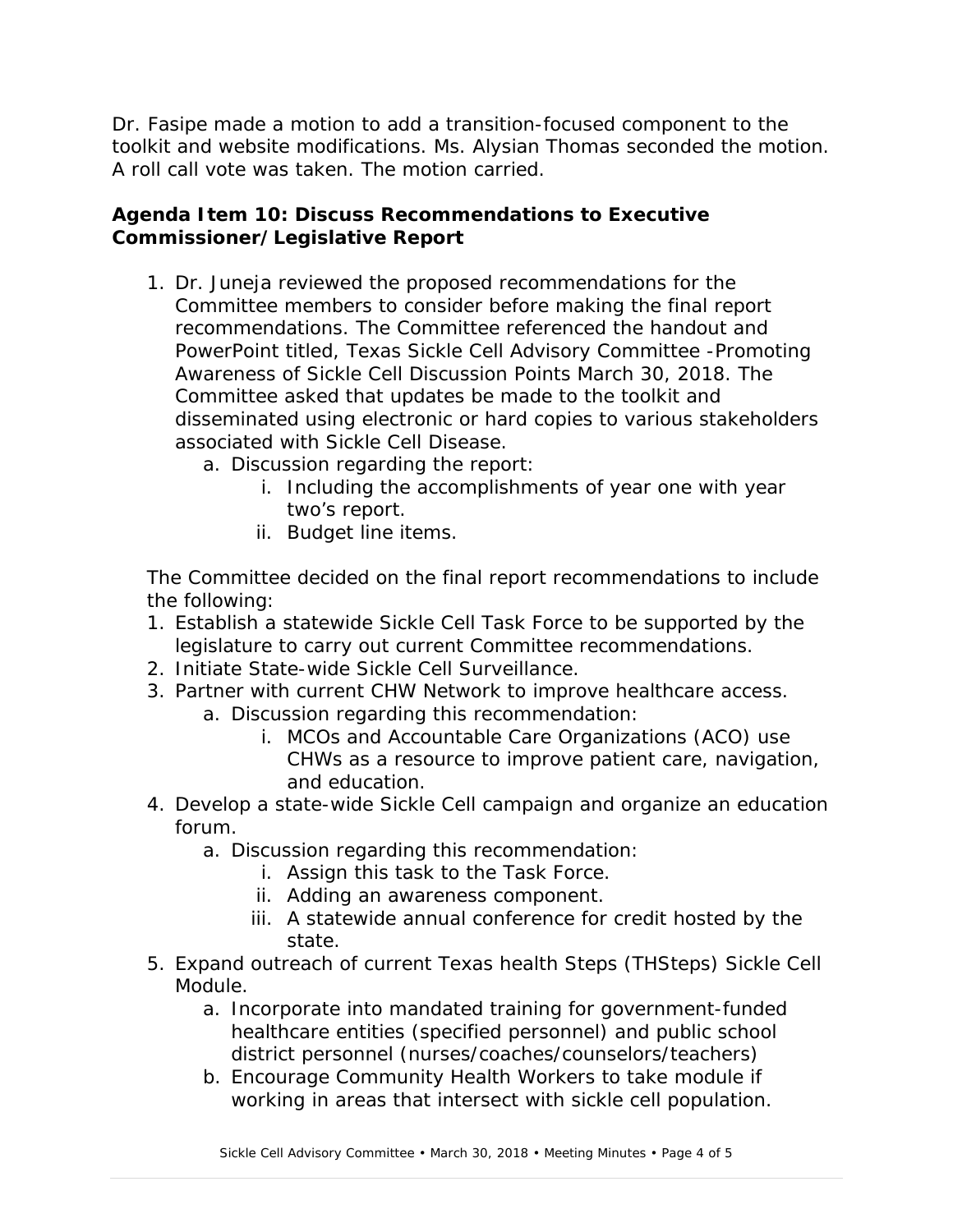Dr. Fasipe made a motion to add a transition-focused component to the toolkit and website modifications. Ms. Alysian Thomas seconded the motion. A roll call vote was taken. The motion carried.

### Agenda Item 10: Discuss Recommendations to Executive Commissioner/Legislative Report

1. Dr. Juneja reviewed the proposed recommendations for the Committee members to consider before making the final report recommendations. The Committee referenced the handout and PowerPoint titled, Texas Sickle Cell Advisory Committee -Promoting Awareness of Sickle Cell Discussion Points March 30, 2018. The Committee asked that updates be made to the toolkit and disseminated using electronic or hard copies to various stakeholders associated with Sickle Cell Disease.
   a. Discussion regarding the report:
      i. Including the accomplishments of year one with year two's report.
      ii. Budget line items.

The Committee decided on the final report recommendations to include the following:

1. Establish a statewide Sickle Cell Task Force to be supported by the legislature to carry out current Committee recommendations.
2. Initiate State-wide Sickle Cell Surveillance.
3. Partner with current CHW Network to improve healthcare access.
   a. Discussion regarding this recommendation:
      i. MCOs and Accountable Care Organizations (ACO) use CHWs as a resource to improve patient care, navigation, and education.
4. Develop a state-wide Sickle Cell campaign and organize an education forum.
   a. Discussion regarding this recommendation:
      i. Assign this task to the Task Force.
      ii. Adding an awareness component.
      iii. A statewide annual conference for credit hosted by the state.
5. Expand outreach of current Texas health Steps (THSteps) Sickle Cell Module.
   a. Incorporate into mandated training for government-funded healthcare entities (specified personnel) and public school district personnel (nurses/coaches/counselors/teachers)
   b. Encourage Community Health Workers to take module if working in areas that intersect with sickle cell population.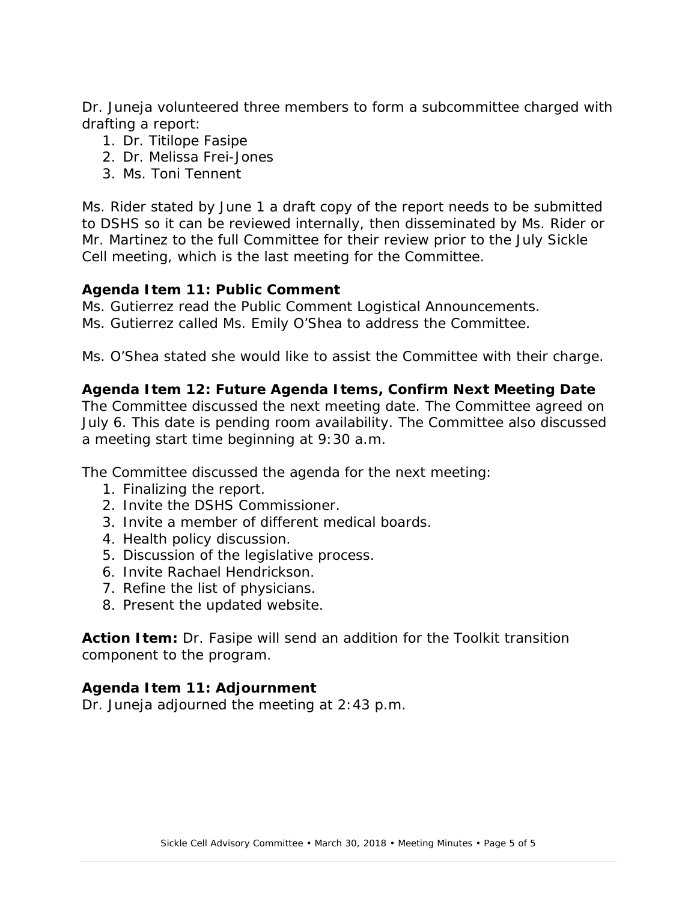Dr. Juneja volunteered three members to form a subcommittee charged with drafting a report:

1. Dr. Titilope Fasipe
2. Dr. Melissa Frei-Jones
3. Ms. Toni Tennent

Ms. Rider stated by June 1 a draft copy of the report needs to be submitted to DSHS so it can be reviewed internally, then disseminated by Ms. Rider or Mr. Martinez to the full Committee for their review prior to the July Sickle Cell meeting, which is the last meeting for the Committee.

**Agenda Item 11: Public Comment**

Ms. Gutierrez read the Public Comment Logistical Announcements.
Ms. Gutierrez called Ms. Emily O'Shea to address the Committee.

Ms. O'Shea stated she would like to assist the Committee with their charge.

**Agenda Item 12: Future Agenda Items, Confirm Next Meeting Date**

The Committee discussed the next meeting date. The Committee agreed on July 6. This date is pending room availability. The Committee also discussed a meeting start time beginning at 9:30 a.m.

The Committee discussed the agenda for the next meeting:

1. Finalizing the report.
2. Invite the DSHS Commissioner.
3. Invite a member of different medical boards.
4. Health policy discussion.
5. Discussion of the legislative process.
6. Invite Rachael Hendrickson.
7. Refine the list of physicians.
8. Present the updated website.

**Action Item:** Dr. Fasipe will send an addition for the Toolkit transition component to the program.

**Agenda Item 11: Adjournment**

Dr. Juneja adjourned the meeting at 2:43 p.m.